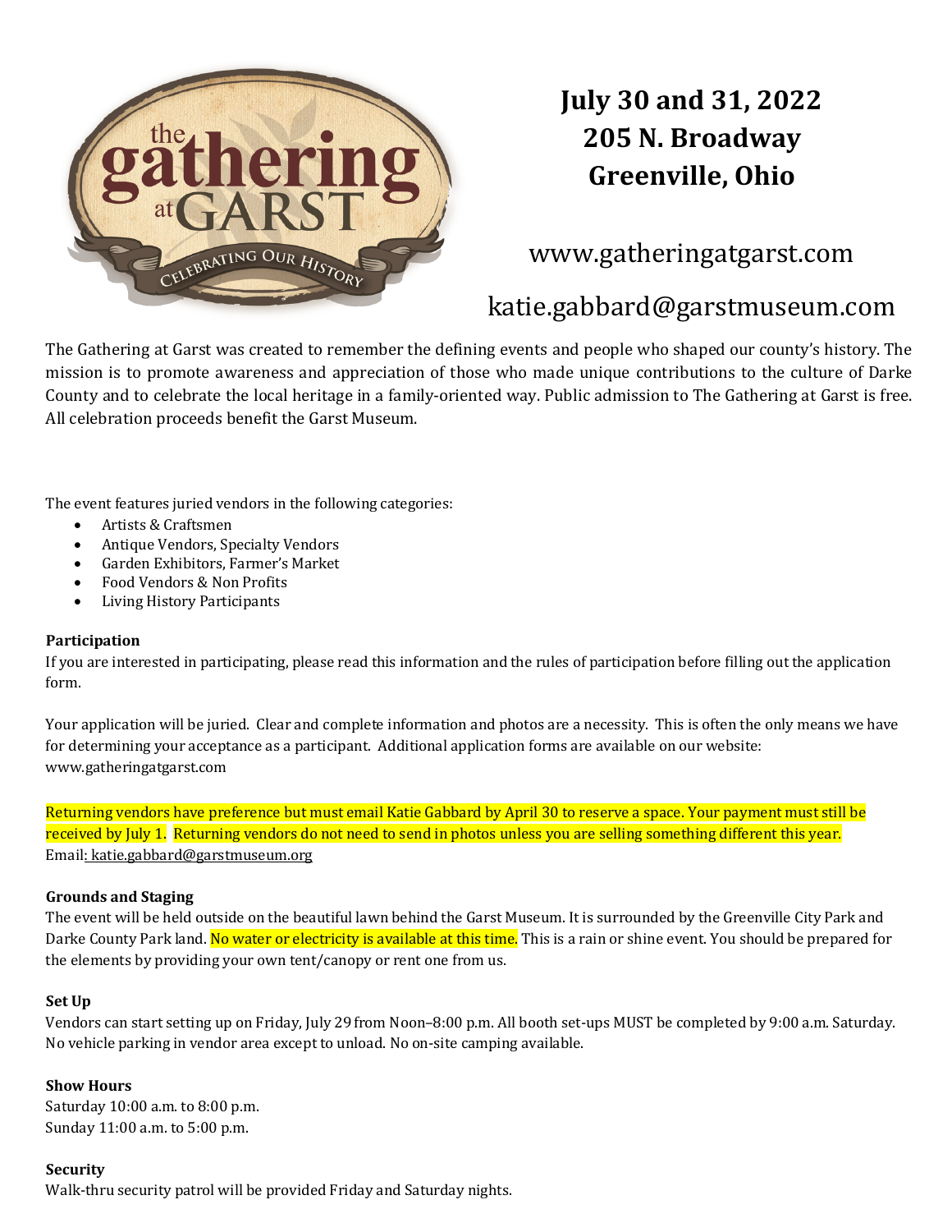# July 30 and 31, 2022
# 205 N. Broadway
# Greenville, Ohio

www.gatheringatgarst.com

katie.gabbard@garstmuseum.com

The Gathering at Garst was created to remember the defining events and people who shaped our county's history. The mission is to promote awareness and appreciation of those who made unique contributions to the culture of Darke County and to celebrate the local heritage in a family-oriented way. Public admission to The Gathering at Garst is free. All celebration proceeds benefit the Garst Museum.

The event features juried vendors in the following categories:

- Artists & Craftsmen
- Antique Vendors, Specialty Vendors
- Garden Exhibitors, Farmer's Market
- Food Vendors & Non Profits
- Living History Participants

**Participation**

If you are interested in participating, please read this information and the rules of participation before filling out the application form.

Your application will be juried. Clear and complete information and photos are a necessity. This is often the only means we have for determining your acceptance as a participant. Additional application forms are available on our website: www.gatheringatgarst.com

Returning vendors have preference but must email Katie Gabbard by April 30 to reserve a space. Your payment must still be received by July 1. Returning vendors do not need to send in photos unless you are selling something different this year.
Email: katie.gabbard@garstmuseum.org

**Grounds and Staging**

The event will be held outside on the beautiful lawn behind the Garst Museum. It is surrounded by the Greenville City Park and Darke County Park land. No water or electricity is available at this time. This is a rain or shine event. You should be prepared for the elements by providing your own tent/canopy or rent one from us.

**Set Up**

Vendors can start setting up on Friday, July 29 from Noon–8:00 p.m. All booth set-ups MUST be completed by 9:00 a.m. Saturday. No vehicle parking in vendor area except to unload. No on-site camping available.

**Show Hours**

Saturday 10:00 a.m. to 8:00 p.m.
Sunday 11:00 a.m. to 5:00 p.m.

**Security**

Walk-thru security patrol will be provided Friday and Saturday nights.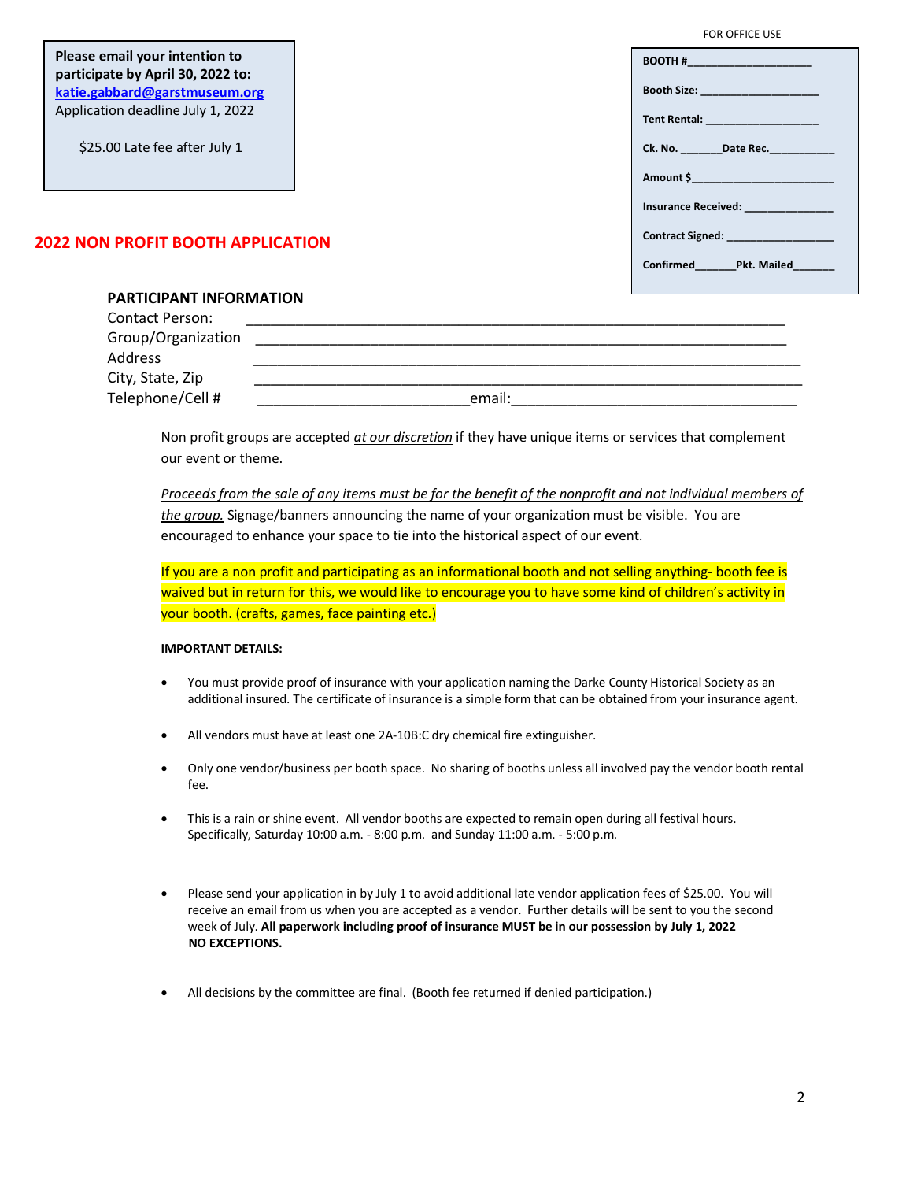**Please email your intention to participate by April 30, 2022 to:**
**[katie.gabbard@garstmuseum.org](mailto:katie.gabbard@garstmuseum.org)**
Application deadline July 1, 2022

$25.00 Late fee after July 1

FOR OFFICE USE

**BOOTH #**____________________

**Booth Size:** ___________________

**Tent Rental:** __________________

**Ck. No.** _______**Date Rec.**___________

**Amount $**_______________________

**Insurance Received:** ______________

**Contract Signed:** _________________

**Confirmed**_______**Pkt. Mailed**_______

## 2022 NON PROFIT BOOTH APPLICATION

### PARTICIPANT INFORMATION

Contact Person: ______________________________________________________________________

Group/Organization ______________________________________________________________________

Address ________________________________________________________________________

City, State, Zip ________________________________________________________________________

Telephone/Cell # ___________________________email:____________________________________

Non profit groups are accepted *at our discretion* if they have unique items or services that complement our event or theme.

*Proceeds from the sale of any items must be for the benefit of the nonprofit and not individual members of the group.* Signage/banners announcing the name of your organization must be visible. You are encouraged to enhance your space to tie into the historical aspect of our event.

If you are a non profit and participating as an informational booth and not selling anything- booth fee is waived but in return for this, we would like to encourage you to have some kind of children's activity in your booth. (crafts, games, face painting etc.)

**IMPORTANT DETAILS:**

- You must provide proof of insurance with your application naming the Darke County Historical Society as an additional insured. The certificate of insurance is a simple form that can be obtained from your insurance agent.
- All vendors must have at least one 2A-10B:C dry chemical fire extinguisher.
- Only one vendor/business per booth space. No sharing of booths unless all involved pay the vendor booth rental fee.
- This is a rain or shine event. All vendor booths are expected to remain open during all festival hours. Specifically, Saturday 10:00 a.m. - 8:00 p.m. and Sunday 11:00 a.m. - 5:00 p.m.
- Please send your application in by July 1 to avoid additional late vendor application fees of $25.00. You will receive an email from us when you are accepted as a vendor. Further details will be sent to you the second week of July. **All paperwork including proof of insurance MUST be in our possession by July 1, 2022 NO EXCEPTIONS.**
- All decisions by the committee are final. (Booth fee returned if denied participation.)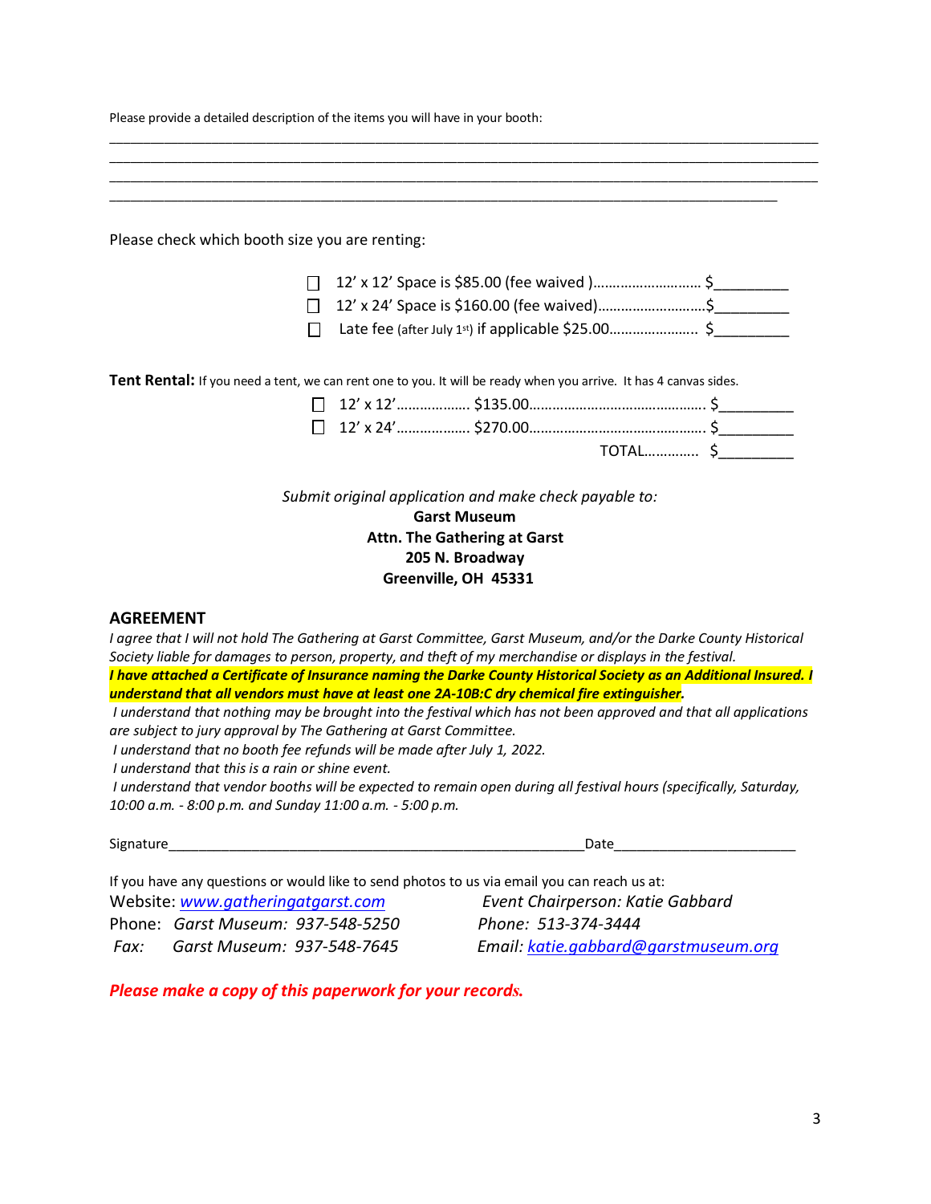Please provide a detailed description of the items you will have in your booth:

\_\_\_\_\_\_\_\_\_\_\_\_\_\_\_\_\_\_\_\_\_\_\_\_\_\_\_\_\_\_\_\_\_\_\_\_\_\_\_\_\_\_\_\_\_\_\_\_\_\_\_\_\_\_\_\_\_\_\_\_\_\_\_\_\_\_\_\_\_\_\_\_\_\_\_\_\_\_

\_\_\_\_\_\_\_\_\_\_\_\_\_\_\_\_\_\_\_\_\_\_\_\_\_\_\_\_\_\_\_\_\_\_\_\_\_\_\_\_\_\_\_\_\_\_\_\_\_\_\_\_\_\_\_\_\_\_\_\_\_\_\_\_\_\_\_\_\_\_\_\_\_\_\_\_\_\_

\_\_\_\_\_\_\_\_\_\_\_\_\_\_\_\_\_\_\_\_\_\_\_\_\_\_\_\_\_\_\_\_\_\_\_\_\_\_\_\_\_\_\_\_\_\_\_\_\_\_\_\_\_\_\_\_\_\_\_\_\_\_\_\_\_\_\_\_\_\_\_\_\_\_\_\_\_\_

\_\_\_\_\_\_\_\_\_\_\_\_\_\_\_\_\_\_\_\_\_\_\_\_\_\_\_\_\_\_\_\_\_\_\_\_\_\_\_\_\_\_\_\_\_\_\_\_\_\_\_\_\_\_\_\_\_\_\_\_\_\_\_\_\_\_\_\_\_\_\_\_\_

Please check which booth size you are renting:

- ☐ 12' x 12' Space is $85.00 (fee waived )……………………… $\_\_\_\_\_\_\_\_\_
- ☐ 12' x 24' Space is $160.00 (fee waived)………………………$\_\_\_\_\_\_\_\_\_
- ☐ Late fee (after July 1st) if applicable $25.00………………….. $\_\_\_\_\_\_\_\_\_

**Tent Rental:** If you need a tent, we can rent one to you. It will be ready when you arrive. It has 4 canvas sides.

- ☐ 12' x 12'……………… $135.00……………………………………… $\_\_\_\_\_\_\_\_\_
- ☐ 12' x 24'……………… $270.00……………………………………… $\_\_\_\_\_\_\_\_\_

TOTAL…………. $\_\_\_\_\_\_\_\_\_

*Submit original application and make check payable to:*

**Garst Museum**
**Attn. The Gathering at Garst**
**205 N. Broadway**
**Greenville, OH 45331**

## AGREEMENT

*I agree that I will not hold The Gathering at Garst Committee, Garst Museum, and/or the Darke County Historical Society liable for damages to person, property, and theft of my merchandise or displays in the festival.*

***I have attached a Certificate of Insurance naming the Darke County Historical Society as an Additional Insured. I understand that all vendors must have at least one 2A-10B:C dry chemical fire extinguisher.***

*I understand that nothing may be brought into the festival which has not been approved and that all applications are subject to jury approval by The Gathering at Garst Committee.*

*I understand that no booth fee refunds will be made after July 1, 2022.*

*I understand that this is a rain or shine event.*

*I understand that vendor booths will be expected to remain open during all festival hours (specifically, Saturday, 10:00 a.m. - 8:00 p.m. and Sunday 11:00 a.m. - 5:00 p.m.*

Signature\_\_\_\_\_\_\_\_\_\_\_\_\_\_\_\_\_\_\_\_\_\_\_\_\_\_\_\_\_\_\_\_\_\_\_\_\_\_\_\_\_\_\_\_\_\_\_\_\_\_\_Date\_\_\_\_\_\_\_\_\_\_\_\_\_\_\_\_\_\_\_\_\_\_\_

If you have any questions or would like to send photos to us via email you can reach us at:

Website: [www.gatheringatgarst.com](http://www.gatheringatgarst.com)
Phone: *Garst Museum: 937-548-5250*
Fax: *Garst Museum: 937-548-7645*

*Event Chairperson: Katie Gabbard*
*Phone: 513-374-3444*
*Email: [katie.gabbard@garstmuseum.org](mailto:katie.gabbard@garstmuseum.org)*

***Please make a copy of this paperwork for your records.***